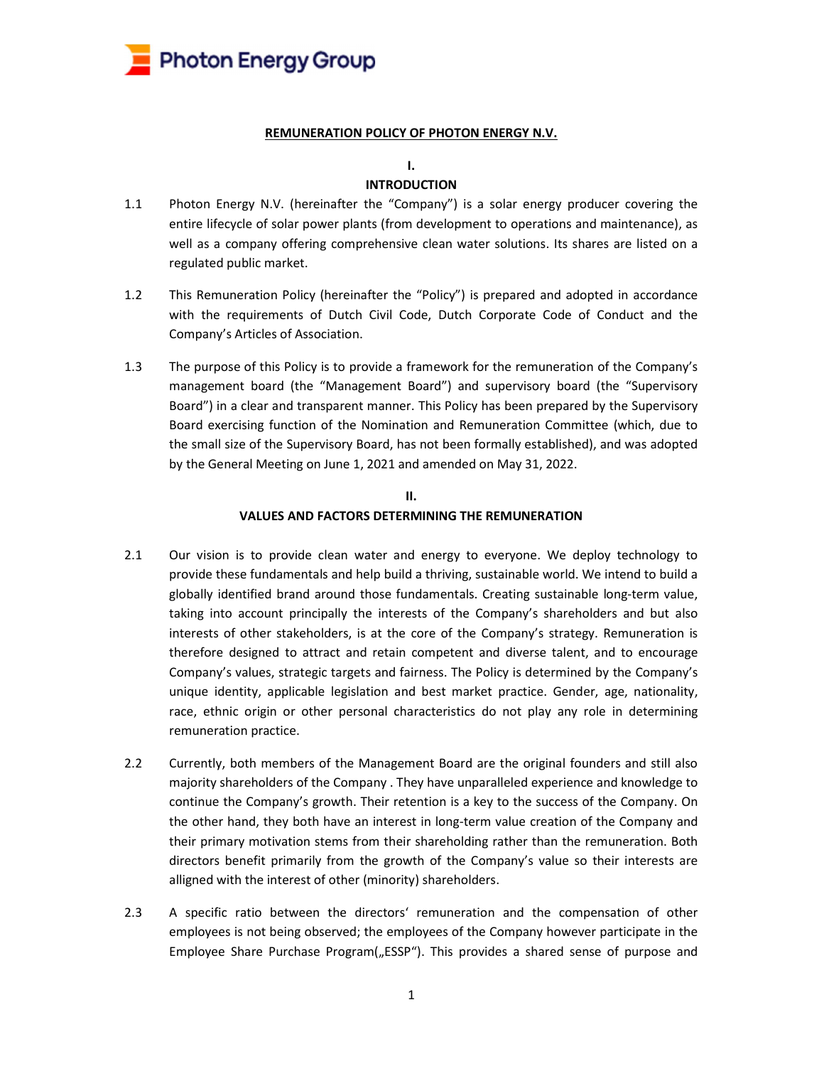# REMUNERATION POLICY OF PHOTON ENERGY N.V.

## I. INTRODUCTION

1.1 Photon Energy N.V. (hereinafter the "Company") is a solar energy producer covering the entire lifecycle of solar power plants (from development to operations and maintenance), as well as a company offering comprehensive clean water solutions. Its shares are listed on a regulated public market.

1.2 This Remuneration Policy (hereinafter the "Policy") is prepared and adopted in accordance with the requirements of Dutch Civil Code, Dutch Corporate Code of Conduct and the Company's Articles of Association.

1.3 The purpose of this Policy is to provide a framework for the remuneration of the Company's management board (the "Management Board") and supervisory board (the "Supervisory Board") in a clear and transparent manner. This Policy has been prepared by the Supervisory Board exercising function of the Nomination and Remuneration Committee (which, due to the small size of the Supervisory Board, has not been formally established), and was adopted by the General Meeting on June 1, 2021 and amended on May 31, 2022.

## II. VALUES AND FACTORS DETERMINING THE REMUNERATION

2.1 Our vision is to provide clean water and energy to everyone. We deploy technology to provide these fundamentals and help build a thriving, sustainable world. We intend to build a globally identified brand around those fundamentals. Creating sustainable long-term value, taking into account principally the interests of the Company's shareholders and but also interests of other stakeholders, is at the core of the Company's strategy. Remuneration is therefore designed to attract and retain competent and diverse talent, and to encourage Company's values, strategic targets and fairness. The Policy is determined by the Company's unique identity, applicable legislation and best market practice. Gender, age, nationality, race, ethnic origin or other personal characteristics do not play any role in determining remuneration practice.

2.2 Currently, both members of the Management Board are the original founders and still also majority shareholders of the Company . They have unparalleled experience and knowledge to continue the Company's growth. Their retention is a key to the success of the Company. On the other hand, they both have an interest in long-term value creation of the Company and their primary motivation stems from their shareholding rather than the remuneration. Both directors benefit primarily from the growth of the Company's value so their interests are alligned with the interest of other (minority) shareholders.

2.3 A specific ratio between the directors' remuneration and the compensation of other employees is not being observed; the employees of the Company however participate in the Employee Share Purchase Program(„ESSP"). This provides a shared sense of purpose and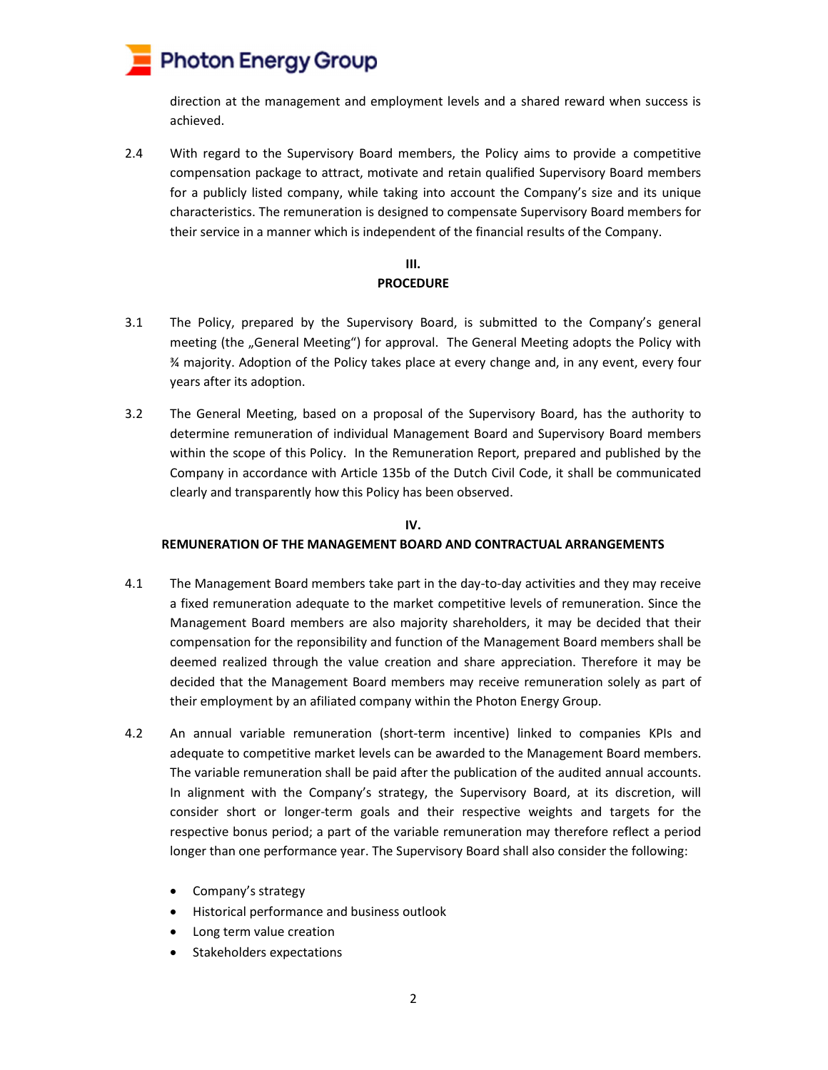direction at the management and employment levels and a shared reward when success is achieved.

2.4 With regard to the Supervisory Board members, the Policy aims to provide a competitive compensation package to attract, motivate and retain qualified Supervisory Board members for a publicly listed company, while taking into account the Company's size and its unique characteristics. The remuneration is designed to compensate Supervisory Board members for their service in a manner which is independent of the financial results of the Company.

## III.
## PROCEDURE

3.1 The Policy, prepared by the Supervisory Board, is submitted to the Company's general meeting (the „General Meeting") for approval. The General Meeting adopts the Policy with ¾ majority. Adoption of the Policy takes place at every change and, in any event, every four years after its adoption.

3.2 The General Meeting, based on a proposal of the Supervisory Board, has the authority to determine remuneration of individual Management Board and Supervisory Board members within the scope of this Policy. In the Remuneration Report, prepared and published by the Company in accordance with Article 135b of the Dutch Civil Code, it shall be communicated clearly and transparently how this Policy has been observed.

## IV.
## REMUNERATION OF THE MANAGEMENT BOARD AND CONTRACTUAL ARRANGEMENTS

4.1 The Management Board members take part in the day-to-day activities and they may receive a fixed remuneration adequate to the market competitive levels of remuneration. Since the Management Board members are also majority shareholders, it may be decided that their compensation for the reponsibility and function of the Management Board members shall be deemed realized through the value creation and share appreciation. Therefore it may be decided that the Management Board members may receive remuneration solely as part of their employment by an afiliated company within the Photon Energy Group.

4.2 An annual variable remuneration (short-term incentive) linked to companies KPIs and adequate to competitive market levels can be awarded to the Management Board members. The variable remuneration shall be paid after the publication of the audited annual accounts. In alignment with the Company's strategy, the Supervisory Board, at its discretion, will consider short or longer-term goals and their respective weights and targets for the respective bonus period; a part of the variable remuneration may therefore reflect a period longer than one performance year. The Supervisory Board shall also consider the following:

- Company's strategy
- Historical performance and business outlook
- Long term value creation
- Stakeholders expectations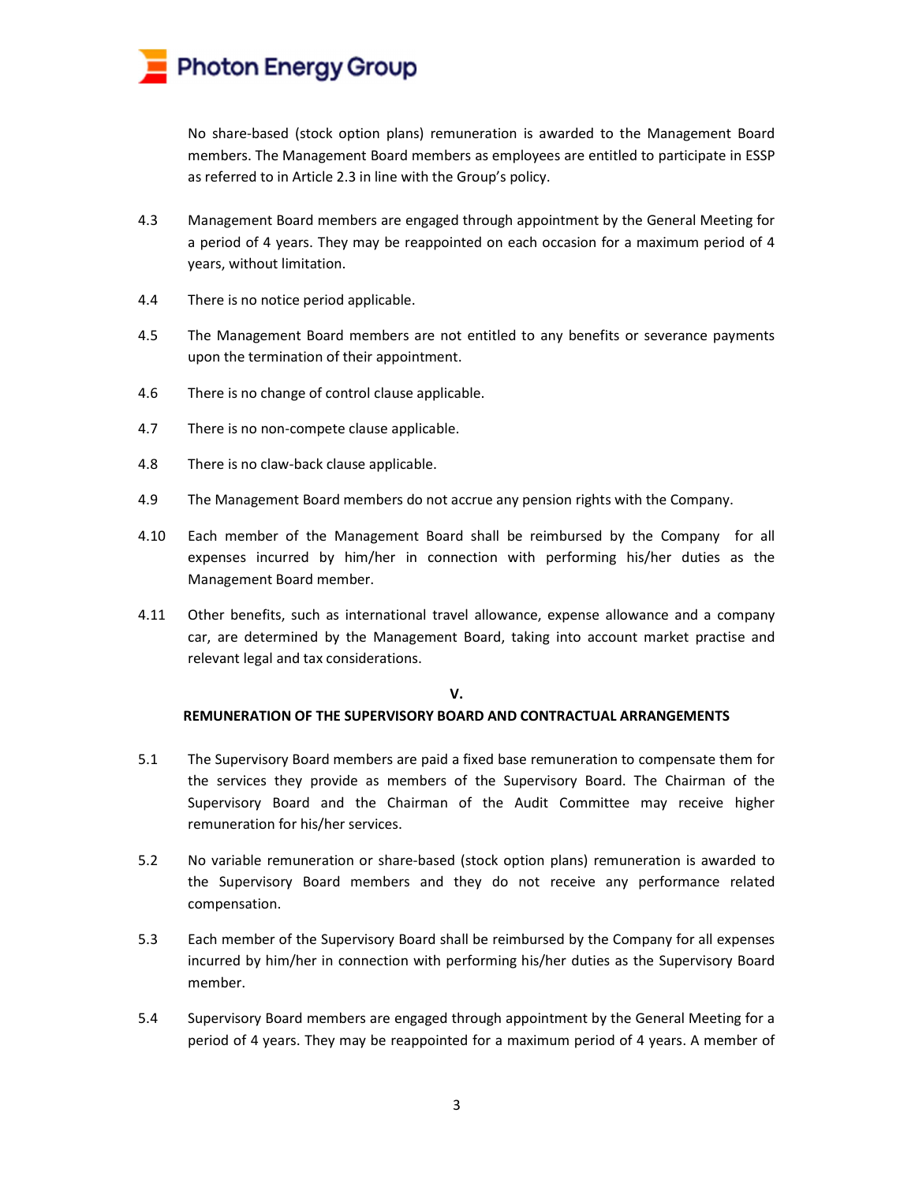No share-based (stock option plans) remuneration is awarded to the Management Board members. The Management Board members as employees are entitled to participate in ESSP as referred to in Article 2.3 in line with the Group's policy.

4.3 Management Board members are engaged through appointment by the General Meeting for a period of 4 years. They may be reappointed on each occasion for a maximum period of 4 years, without limitation.

4.4 There is no notice period applicable.

4.5 The Management Board members are not entitled to any benefits or severance payments upon the termination of their appointment.

4.6 There is no change of control clause applicable.

4.7 There is no non-compete clause applicable.

4.8 There is no claw-back clause applicable.

4.9 The Management Board members do not accrue any pension rights with the Company.

4.10 Each member of the Management Board shall be reimbursed by the Company for all expenses incurred by him/her in connection with performing his/her duties as the Management Board member.

4.11 Other benefits, such as international travel allowance, expense allowance and a company car, are determined by the Management Board, taking into account market practise and relevant legal and tax considerations.

## V.
## REMUNERATION OF THE SUPERVISORY BOARD AND CONTRACTUAL ARRANGEMENTS

5.1 The Supervisory Board members are paid a fixed base remuneration to compensate them for the services they provide as members of the Supervisory Board. The Chairman of the Supervisory Board and the Chairman of the Audit Committee may receive higher remuneration for his/her services.

5.2 No variable remuneration or share-based (stock option plans) remuneration is awarded to the Supervisory Board members and they do not receive any performance related compensation.

5.3 Each member of the Supervisory Board shall be reimbursed by the Company for all expenses incurred by him/her in connection with performing his/her duties as the Supervisory Board member.

5.4 Supervisory Board members are engaged through appointment by the General Meeting for a period of 4 years. They may be reappointed for a maximum period of 4 years. A member of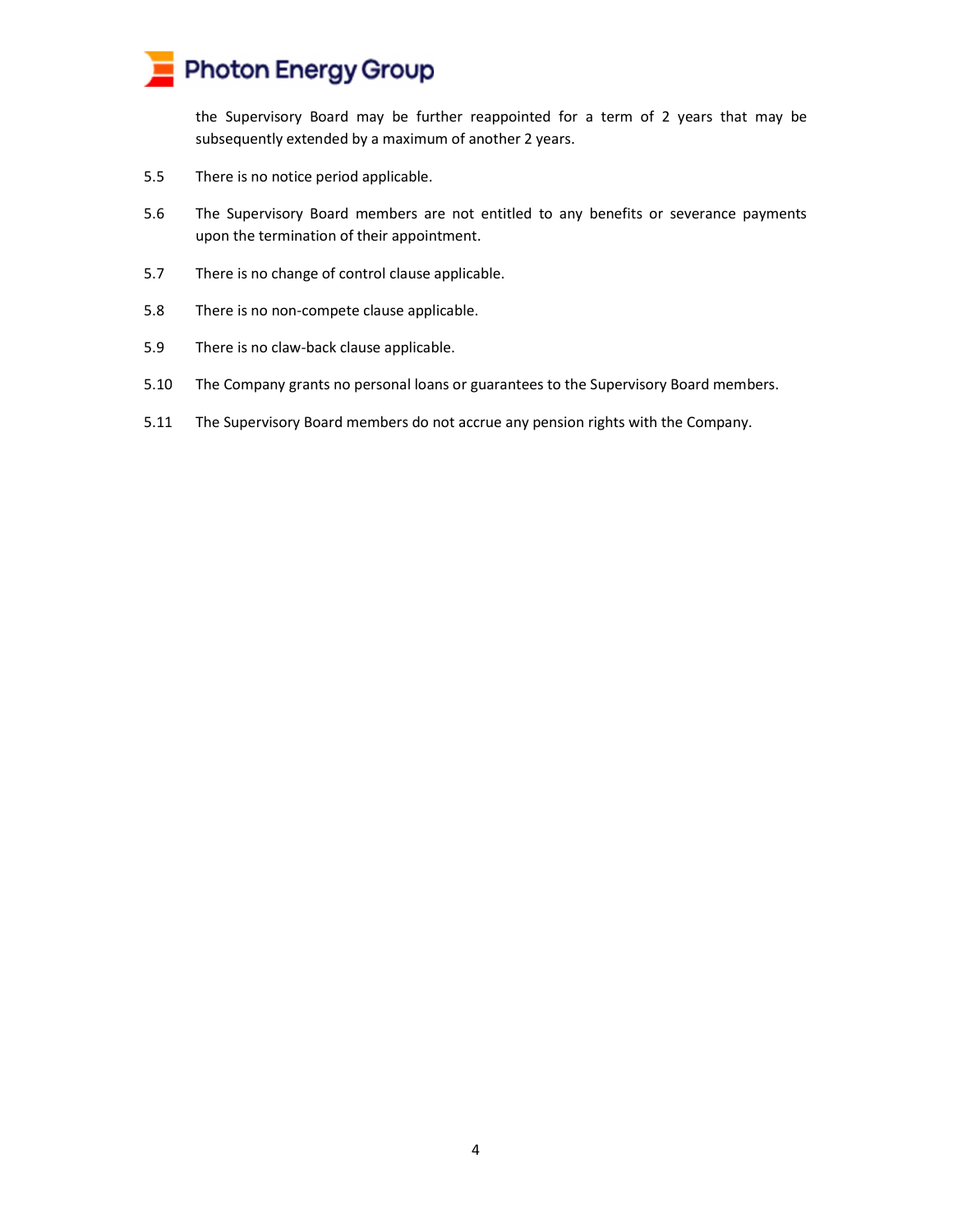the Supervisory Board may be further reappointed for a term of 2 years that may be subsequently extended by a maximum of another 2 years.

5.5 There is no notice period applicable.

5.6 The Supervisory Board members are not entitled to any benefits or severance payments upon the termination of their appointment.

5.7 There is no change of control clause applicable.

5.8 There is no non-compete clause applicable.

5.9 There is no claw-back clause applicable.

5.10 The Company grants no personal loans or guarantees to the Supervisory Board members.

5.11 The Supervisory Board members do not accrue any pension rights with the Company.